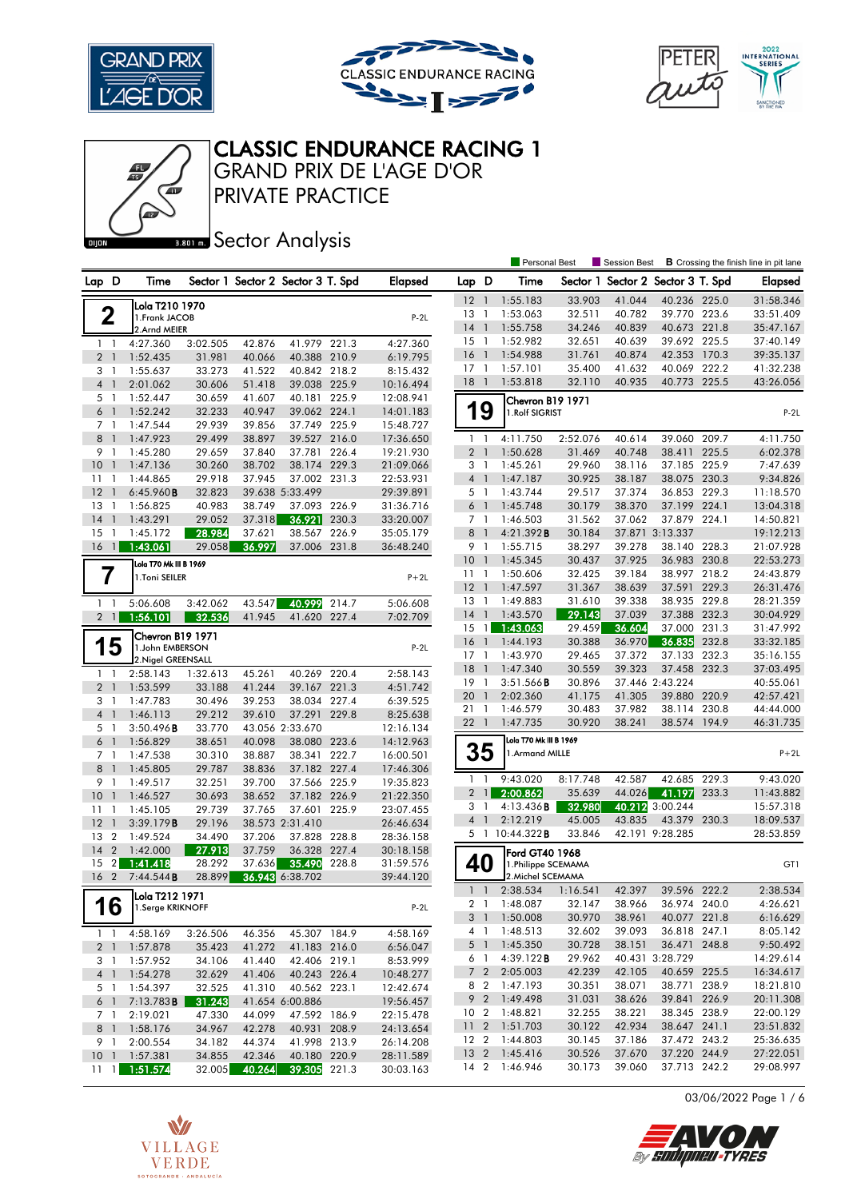# CLASSIC ENDURANCE RACING 1

## GRAND PRIX DE L'AGE D'OR

## PRIVATE PRACTICE

## Sector Analysis

DIJON 3.801 m.

Personal Best | Session Best | **B** Crossing the finish line in pit lane

### 2 — Lola T210 1970 — P-2L

1.Frank JACOB
2.Arnd MEIER

| Lap | D | Time | Sector 1 | Sector 2 | Sector 3 | T. Spd | Elapsed |
|---|---|---|---|---|---|---|---|
| 1 | 1 | 4:27.360 | 3:02.505 | 42.876 | 41.979 | 221.3 | 4:27.360 |
| 2 | 1 | 1:52.435 | 31.981 | 40.066 | 40.388 | 210.9 | 6:19.795 |
| 3 | 1 | 1:55.637 | 33.273 | 41.522 | 40.842 | 218.2 | 8:15.432 |
| 4 | 1 | 2:01.062 | 30.606 | 51.418 | 39.038 | 225.9 | 10:16.494 |
| 5 | 1 | 1:52.447 | 30.659 | 41.607 | 40.181 | 225.9 | 12:08.941 |
| 6 | 1 | 1:52.242 | 32.233 | 40.947 | 39.062 | 224.1 | 14:01.183 |
| 7 | 1 | 1:47.544 | 29.939 | 39.856 | 37.749 | 225.9 | 15:48.727 |
| 8 | 1 | 1:47.923 | 29.499 | 38.897 | 39.527 | 216.0 | 17:36.650 |
| 9 | 1 | 1:45.280 | 29.659 | 37.840 | 37.781 | 226.4 | 19:21.930 |
| 10 | 1 | 1:47.136 | 30.260 | 38.702 | 38.174 | 229.3 | 21:09.066 |
| 11 | 1 | 1:44.865 | 29.918 | 37.945 | 37.002 | 231.3 | 22:53.931 |
| 12 | 1 | 6:45.960B | 32.823 | 39.638 | 5:33.499 | | 29:39.891 |
| 13 | 1 | 1:56.825 | 40.983 | 38.749 | 37.093 | 226.9 | 31:36.716 |
| 14 | 1 | 1:43.291 | 29.052 | 37.318 | 36.921 | 230.3 | 33:20.007 |
| 15 | 1 | 1:45.172 | 28.984 | 37.621 | 38.567 | 226.9 | 35:05.179 |
| 16 | 1 | 1:43.061 | 29.058 | 36.997 | 37.006 | 231.8 | 36:48.240 |

### 7 — Lola T70 Mk III B 1969 — P+2L

1.Toni SEILER

| Lap | D | Time | Sector 1 | Sector 2 | Sector 3 | T. Spd | Elapsed |
|---|---|---|---|---|---|---|---|
| 1 | 1 | 5:06.608 | 3:42.062 | 43.547 | 40.999 | 214.7 | 5:06.608 |
| 2 | 1 | 1:56.101 | 32.536 | 41.945 | 41.620 | 227.4 | 7:02.709 |

### 15 — Chevron B19 1971 — P-2L

1.John EMBERSON
2.Nigel GREENSALL

| Lap | D | Time | Sector 1 | Sector 2 | Sector 3 | T. Spd | Elapsed |
|---|---|---|---|---|---|---|---|
| 1 | 1 | 2:58.143 | 1:32.613 | 45.261 | 40.269 | 220.4 | 2:58.143 |
| 2 | 1 | 1:53.599 | 33.188 | 41.244 | 39.167 | 221.3 | 4:51.742 |
| 3 | 1 | 1:47.783 | 30.496 | 39.253 | 38.034 | 227.4 | 6:39.525 |
| 4 | 1 | 1:46.113 | 29.212 | 39.610 | 37.291 | 229.8 | 8:25.638 |
| 5 | 1 | 3:50.496B | 33.770 | 43.056 | 2:33.670 | | 12:16.134 |
| 6 | 1 | 1:56.829 | 38.651 | 40.098 | 38.080 | 223.6 | 14:12.963 |
| 7 | 1 | 1:47.538 | 30.310 | 38.887 | 38.341 | 222.7 | 16:00.501 |
| 8 | 1 | 1:45.805 | 29.787 | 38.836 | 37.182 | 227.4 | 17:46.306 |
| 9 | 1 | 1:49.517 | 32.251 | 39.700 | 37.566 | 225.9 | 19:35.823 |
| 10 | 1 | 1:46.527 | 30.693 | 38.652 | 37.182 | 226.9 | 21:22.350 |
| 11 | 1 | 1:45.105 | 29.739 | 37.765 | 37.601 | 225.9 | 23:07.455 |
| 12 | 1 | 3:39.179B | 29.196 | 38.573 | 2:31.410 | | 26:46.634 |
| 13 | 2 | 1:49.524 | 34.490 | 37.206 | 37.828 | 228.8 | 28:36.158 |
| 14 | 2 | 1:42.000 | 27.913 | 37.759 | 36.328 | 227.4 | 30:18.158 |
| 15 | 2 | 1:41.418 | 28.292 | 37.636 | 35.490 | 228.8 | 31:59.576 |
| 16 | 2 | 7:44.544B | 28.899 | 36.943 | 6:38.702 | | 39:44.120 |

### 16 — Lola T212 1971 — P-2L

1.Serge KRIKNOFF

| Lap | D | Time | Sector 1 | Sector 2 | Sector 3 | T. Spd | Elapsed |
|---|---|---|---|---|---|---|---|
| 1 | 1 | 4:58.169 | 3:26.506 | 46.356 | 45.307 | 184.9 | 4:58.169 |
| 2 | 1 | 1:57.878 | 35.423 | 41.272 | 41.183 | 216.0 | 6:56.047 |
| 3 | 1 | 1:57.952 | 34.106 | 41.440 | 42.406 | 219.1 | 8:53.999 |
| 4 | 1 | 1:54.278 | 32.629 | 41.406 | 40.243 | 226.4 | 10:48.277 |
| 5 | 1 | 1:54.397 | 32.525 | 41.310 | 40.562 | 223.1 | 12:42.674 |
| 6 | 1 | 7:13.783B | 31.243 | 41.654 | 6:00.886 | | 19:56.457 |
| 7 | 1 | 2:19.021 | 47.330 | 44.099 | 47.592 | 186.9 | 22:15.478 |
| 8 | 1 | 1:58.176 | 34.967 | 42.278 | 40.931 | 208.9 | 24:13.654 |
| 9 | 1 | 2:00.554 | 34.182 | 44.374 | 41.998 | 213.9 | 26:14.208 |
| 10 | 1 | 1:57.381 | 34.855 | 42.346 | 40.180 | 220.9 | 28:11.589 |
| 11 | 1 | 1:51.574 | 32.005 | 40.264 | 39.305 | 221.3 | 30:03.163 |
| 12 | 1 | 1:55.183 | 33.903 | 41.044 | 40.236 | 225.0 | 31:58.346 |
| 13 | 1 | 1:53.063 | 32.511 | 40.782 | 39.770 | 223.6 | 33:51.409 |
| 14 | 1 | 1:55.758 | 34.246 | 40.839 | 40.673 | 221.8 | 35:47.167 |
| 15 | 1 | 1:52.982 | 32.651 | 40.639 | 39.692 | 225.5 | 37:40.149 |
| 16 | 1 | 1:54.988 | 31.761 | 40.874 | 42.353 | 170.3 | 39:35.137 |
| 17 | 1 | 1:57.101 | 35.400 | 41.632 | 40.069 | 222.2 | 41:32.238 |
| 18 | 1 | 1:53.818 | 32.110 | 40.935 | 40.773 | 225.5 | 43:26.056 |

### 19 — Chevron B19 1971 — P-2L

1.Rolf SIGRIST

| Lap | D | Time | Sector 1 | Sector 2 | Sector 3 | T. Spd | Elapsed |
|---|---|---|---|---|---|---|---|
| 1 | 1 | 4:11.750 | 2:52.076 | 40.614 | 39.060 | 209.7 | 4:11.750 |
| 2 | 1 | 1:50.628 | 31.469 | 40.748 | 38.411 | 225.5 | 6:02.378 |
| 3 | 1 | 1:45.261 | 29.960 | 38.116 | 37.185 | 225.9 | 7:47.639 |
| 4 | 1 | 1:47.187 | 30.925 | 38.187 | 38.075 | 230.3 | 9:34.826 |
| 5 | 1 | 1:43.744 | 29.517 | 37.374 | 36.853 | 229.3 | 11:18.570 |
| 6 | 1 | 1:45.748 | 30.179 | 38.370 | 37.199 | 224.1 | 13:04.318 |
| 7 | 1 | 1:46.503 | 31.562 | 37.062 | 37.879 | 224.1 | 14:50.821 |
| 8 | 1 | 4:21.392B | 30.184 | 37.871 | 3:13.337 | | 19:12.213 |
| 9 | 1 | 1:55.715 | 38.297 | 39.278 | 38.140 | 228.3 | 21:07.928 |
| 10 | 1 | 1:45.345 | 30.437 | 37.925 | 36.983 | 230.8 | 22:53.273 |
| 11 | 1 | 1:50.606 | 32.425 | 39.184 | 38.997 | 218.2 | 24:43.879 |
| 12 | 1 | 1:47.597 | 31.367 | 38.639 | 37.591 | 229.3 | 26:31.476 |
| 13 | 1 | 1:49.883 | 31.610 | 39.338 | 38.935 | 229.8 | 28:21.359 |
| 14 | 1 | 1:43.570 | 29.143 | 37.039 | 37.388 | 232.3 | 30:04.929 |
| 15 | 1 | 1:43.063 | 29.459 | 36.604 | 37.000 | 231.3 | 31:47.992 |
| 16 | 1 | 1:44.193 | 30.388 | 36.970 | 36.835 | 232.8 | 33:32.185 |
| 17 | 1 | 1:43.970 | 29.465 | 37.372 | 37.133 | 232.3 | 35:16.155 |
| 18 | 1 | 1:47.340 | 30.559 | 39.323 | 37.458 | 232.3 | 37:03.495 |
| 19 | 1 | 3:51.566B | 30.896 | 37.446 | 2:43.224 | | 40:55.061 |
| 20 | 1 | 2:02.360 | 41.175 | 41.305 | 39.880 | 220.9 | 42:57.421 |
| 21 | 1 | 1:46.579 | 30.483 | 37.982 | 38.114 | 230.8 | 44:44.000 |
| 22 | 1 | 1:47.735 | 30.920 | 38.241 | 38.574 | 194.9 | 46:31.735 |

### 35 — Lola T70 Mk III B 1969 — P+2L

1.Armand MILLE

| Lap | D | Time | Sector 1 | Sector 2 | Sector 3 | T. Spd | Elapsed |
|---|---|---|---|---|---|---|---|
| 1 | 1 | 9:43.020 | 8:17.748 | 42.587 | 42.685 | 229.3 | 9:43.020 |
| 2 | 1 | 2:00.862 | 35.639 | 44.026 | 41.197 | 233.3 | 11:43.882 |
| 3 | 1 | 4:13.436B | 32.980 | 40.212 | 3:00.244 | | 15:57.318 |
| 4 | 1 | 2:12.219 | 45.005 | 43.835 | 43.379 | 230.3 | 18:09.537 |
| 5 | 1 | 10:44.322B | 33.846 | 42.191 | 9:28.285 | | 28:53.859 |

### 40 — Ford GT40 1968 — GT1

1.Philippe SCEMAMA
2.Michel SCEMAMA

| Lap | D | Time | Sector 1 | Sector 2 | Sector 3 | T. Spd | Elapsed |
|---|---|---|---|---|---|---|---|
| 1 | 1 | 2:38.534 | 1:16.541 | 42.397 | 39.596 | 222.2 | 2:38.534 |
| 2 | 1 | 1:48.087 | 32.147 | 38.966 | 36.974 | 240.0 | 4:26.621 |
| 3 | 1 | 1:50.008 | 30.970 | 38.961 | 40.077 | 221.8 | 6:16.629 |
| 4 | 1 | 1:48.513 | 32.602 | 39.093 | 36.818 | 247.1 | 8:05.142 |
| 5 | 1 | 1:45.350 | 30.728 | 38.151 | 36.471 | 248.8 | 9:50.492 |
| 6 | 1 | 4:39.122B | 29.962 | 40.431 | 3:28.729 | | 14:29.614 |
| 7 | 2 | 2:05.003 | 42.239 | 42.105 | 40.659 | 225.5 | 16:34.617 |
| 8 | 2 | 1:47.193 | 30.351 | 38.071 | 38.771 | 238.9 | 18:21.810 |
| 9 | 2 | 1:49.498 | 31.031 | 38.626 | 39.841 | 226.9 | 20:11.308 |
| 10 | 2 | 1:48.821 | 30.255 | 38.221 | 40.345 | 238.9 | 22:00.129 |
| 11 | 2 | 1:51.703 | 30.122 | 42.934 | 38.647 | 241.1 | 23:51.832 |
| 12 | 2 | 1:44.803 | 30.145 | 37.186 | 37.472 | 243.2 | 25:36.635 |
| 13 | 2 | 1:45.416 | 30.526 | 37.670 | 37.220 | 244.9 | 27:22.051 |
| 14 | 2 | 1:46.946 | 30.173 | 39.060 | 37.713 | 242.2 | 29:08.997 |

03/06/2022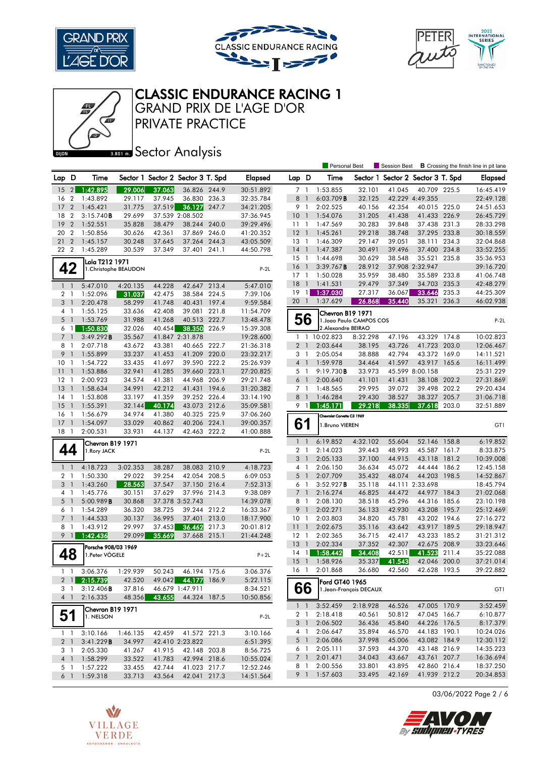# CLASSIC ENDURANCE RACING 1
## GRAND PRIX DE L'AGE D'OR
## PRIVATE PRACTICE
### Sector Analysis

DIJON 3.801 m.

Personal Best | Session Best | **B** Crossing the finish line in pit lane

| Lap | D | Time | Sector 1 | Sector 2 | Sector 3 | T. Spd | Elapsed |
|---|---|---|---|---|---|---|---|
| 15 | 2 | 1:42.895 | 29.006 | 37.063 | 36.826 | 244.9 | 30:51.892 |
| 16 | 2 | 1:43.892 | 29.117 | 37.945 | 36.830 | 236.3 | 32:35.784 |
| 17 | 2 | 1:45.421 | 31.775 | 37.519 | 36.127 | 247.7 | 34:21.205 |
| 18 | 2 | 3:15.740B | 29.699 | 37.539 | 2:08.502 | | 37:36.945 |
| 19 | 2 | 1:52.551 | 35.828 | 38.479 | 38.244 | 240.0 | 39:29.496 |
| 20 | 2 | 1:50.856 | 30.626 | 42.361 | 37.869 | 246.0 | 41:20.352 |
| 21 | 2 | 1:45.157 | 30.248 | 37.645 | 37.264 | 244.3 | 43:05.509 |
| 22 | 2 | 1:45.289 | 30.539 | 37.349 | 37.401 | 241.1 | 44:50.798 |

**42** Lola T212 1971 — 1.Christophe BEAUDON — P-2L

| Lap | D | Time | Sector 1 | Sector 2 | Sector 3 | T. Spd | Elapsed |
|---|---|---|---|---|---|---|---|
| 1 | 1 | 5:47.010 | 4:20.135 | 44.228 | 42.647 | 213.4 | 5:47.010 |
| 2 | 1 | 1:52.096 | 31.037 | 42.475 | 38.584 | 224.5 | 7:39.106 |
| 3 | 1 | 2:20.478 | 58.299 | 41.748 | 40.431 | 197.4 | 9:59.584 |
| 4 | 1 | 1:55.125 | 33.636 | 42.408 | 39.081 | 221.8 | 11:54.709 |
| 5 | 1 | 1:53.769 | 31.988 | 41.268 | 40.513 | 222.7 | 13:48.478 |
| 6 | 1 | 1:50.830 | 32.026 | 40.454 | 38.350 | 226.9 | 15:39.308 |
| 7 | 1 | 3:49.292B | 35.567 | 41.847 | 2:31.878 | | 19:28.600 |
| 8 | 1 | 2:07.718 | 43.672 | 43.381 | 40.665 | 222.7 | 21:36.318 |
| 9 | 1 | 1:55.899 | 33.237 | 41.453 | 41.209 | 220.0 | 23:32.217 |
| 10 | 1 | 1:54.722 | 33.435 | 41.697 | 39.590 | 222.2 | 25:26.939 |
| 11 | 1 | 1:53.886 | 32.941 | 41.285 | 39.660 | 223.1 | 27:20.825 |
| 12 | 1 | 2:00.923 | 34.574 | 41.381 | 44.968 | 206.9 | 29:21.748 |
| 13 | 1 | 1:58.634 | 34.991 | 42.212 | 41.431 | 194.6 | 31:20.382 |
| 14 | 1 | 1:53.808 | 33.197 | 41.359 | 39.252 | 226.4 | 33:14.190 |
| 15 | 1 | 1:55.391 | 32.144 | 40.174 | 43.073 | 212.6 | 35:09.581 |
| 16 | 1 | 1:56.679 | 34.974 | 41.380 | 40.325 | 225.9 | 37:06.260 |
| 17 | 1 | 1:54.097 | 33.029 | 40.862 | 40.206 | 224.1 | 39:00.357 |
| 18 | 1 | 2:00.531 | 33.931 | 44.137 | 42.463 | 222.2 | 41:00.888 |

**44** Chevron B19 1971 — 1.Rory JACK — P-2L

| Lap | D | Time | Sector 1 | Sector 2 | Sector 3 | T. Spd | Elapsed |
|---|---|---|---|---|---|---|---|
| 1 | 1 | 4:18.723 | 3:02.353 | 38.287 | 38.083 | 210.9 | 4:18.723 |
| 2 | 1 | 1:50.330 | 29.022 | 39.254 | 42.054 | 208.5 | 6:09.053 |
| 3 | 1 | 1:43.260 | 28.563 | 37.547 | 37.150 | 216.4 | 7:52.313 |
| 4 | 1 | 1:45.776 | 30.151 | 37.629 | 37.996 | 214.3 | 9:38.089 |
| 5 | 1 | 5:00.989B | 30.868 | 37.378 | 3:52.743 | | 14:39.078 |
| 6 | 1 | 1:54.289 | 36.320 | 38.725 | 39.244 | 212.2 | 16:33.367 |
| 7 | 1 | 1:44.533 | 30.137 | 36.995 | 37.401 | 213.0 | 18:17.900 |
| 8 | 1 | 1:43.912 | 29.997 | 37.453 | 36.462 | 217.3 | 20:01.812 |
| 9 | 1 | 1:42.436 | 29.099 | 35.669 | 37.668 | 215.1 | 21:44.248 |

**48** Porsche 908/03 1969 — 1.Peter VÖGELE — P+2L

| Lap | D | Time | Sector 1 | Sector 2 | Sector 3 | T. Spd | Elapsed |
|---|---|---|---|---|---|---|---|
| 1 | 1 | 3:06.376 | 1:29.939 | 50.243 | 46.194 | 175.6 | 3:06.376 |
| 2 | 1 | 2:15.739 | 42.520 | 49.042 | 44.177 | 186.9 | 5:22.115 |
| 3 | 1 | 3:12.406B | 37.816 | 46.679 | 1:47.911 | | 8:34.521 |
| 4 | 1 | 2:16.335 | 48.356 | 43.655 | 44.324 | 187.5 | 10:50.856 |

**51** Chevron B19 1971 — 1. NELSON — P-2L

| Lap | D | Time | Sector 1 | Sector 2 | Sector 3 | T. Spd | Elapsed |
|---|---|---|---|---|---|---|---|
| 1 | 1 | 3:10.166 | 1:46.135 | 42.459 | 41.572 | 221.3 | 3:10.166 |
| 2 | 1 | 3:41.229B | 34.997 | 42.410 | 2:23.822 | | 6:51.395 |
| 3 | 1 | 2:05.330 | 41.267 | 41.915 | 42.148 | 203.8 | 8:56.725 |
| 4 | 1 | 1:58.299 | 33.522 | 41.783 | 42.994 | 218.6 | 10:55.024 |
| 5 | 1 | 1:57.222 | 33.455 | 42.744 | 41.023 | 217.7 | 12:52.246 |
| 6 | 1 | 1:59.318 | 33.713 | 43.564 | 42.041 | 217.3 | 14:51.564 |

| Lap | D | Time | Sector 1 | Sector 2 | Sector 3 | T. Spd | Elapsed |
|---|---|---|---|---|---|---|---|
| 7 | 1 | 1:53.855 | 32.101 | 41.045 | 40.709 | 225.5 | 16:45.419 |
| 8 | 1 | 6:03.709B | 32.125 | 42.229 | 4:49.355 | | 22:49.128 |
| 9 | 1 | 2:02.525 | 40.156 | 42.354 | 40.015 | 225.0 | 24:51.653 |
| 10 | 1 | 1:54.076 | 31.205 | 41.438 | 41.433 | 226.9 | 26:45.729 |
| 11 | 1 | 1:47.569 | 30.283 | 39.848 | 37.438 | 231.3 | 28:33.298 |
| 12 | 1 | 1:45.261 | 29.218 | 38.748 | 37.295 | 233.8 | 30:18.559 |
| 13 | 1 | 1:46.309 | 29.147 | 39.051 | 38.111 | 234.3 | 32:04.868 |
| 14 | 1 | 1:47.387 | 30.491 | 39.496 | 37.400 | 234.8 | 33:52.255 |
| 15 | 1 | 1:44.698 | 30.629 | 38.548 | 35.521 | 235.8 | 35:36.953 |
| 16 | 1 | 3:39.767B | 28.912 | 37.908 | 2:32.947 | | 39:16.720 |
| 17 | 1 | 1:50.028 | 35.959 | 38.480 | 35.589 | 233.8 | 41:06.748 |
| 18 | 1 | 1:41.531 | 29.479 | 37.349 | 34.703 | 235.3 | 42:48.279 |
| 19 | 1 | 1:37.030 | 27.317 | 36.067 | 33.646 | 235.3 | 44:25.309 |
| 20 | 1 | 1:37.629 | 26.868 | 35.440 | 35.321 | 236.3 | 46:02.938 |

**56** Chevron B19 1971 — 1.Joao Paulo CAMPOS COS, 2.Alexandre BEIRAO — P-2L

| Lap | D | Time | Sector 1 | Sector 2 | Sector 3 | T. Spd | Elapsed |
|---|---|---|---|---|---|---|---|
| 1 | 1 | 10:02.823 | 8:32.298 | 47.196 | 43.329 | 174.8 | 10:02.823 |
| 2 | 1 | 2:03.644 | 38.195 | 43.726 | 41.723 | 203.0 | 12:06.467 |
| 3 | 1 | 2:05.054 | 38.888 | 42.794 | 43.372 | 169.0 | 14:11.521 |
| 4 | 1 | 1:59.978 | 34.464 | 41.597 | 43.917 | 165.6 | 16:11.499 |
| 5 | 1 | 9:19.730B | 33.973 | 45.599 | 8:00.158 | | 25:31.229 |
| 6 | 1 | 2:00.640 | 41.101 | 41.431 | 38.108 | 202.2 | 27:31.869 |
| 7 | 1 | 1:48.565 | 29.995 | 39.072 | 39.498 | 202.2 | 29:20.434 |
| 8 | 1 | 1:46.284 | 29.430 | 38.527 | 38.327 | 205.7 | 31:06.718 |
| 9 | 1 | 1:45.171 | 29.218 | 38.335 | 37.618 | 203.0 | 32:51.889 |

**61** Chevrolet Corvette C3 1969 — 1.Bruno VIEREN — GT1

| Lap | D | Time | Sector 1 | Sector 2 | Sector 3 | T. Spd | Elapsed |
|---|---|---|---|---|---|---|---|
| 1 | 1 | 6:19.852 | 4:32.102 | 55.604 | 52.146 | 158.8 | 6:19.852 |
| 2 | 1 | 2:14.023 | 39.443 | 48.993 | 45.587 | 161.7 | 8:33.875 |
| 3 | 1 | 2:05.133 | 37.100 | 44.915 | 43.118 | 181.2 | 10:39.008 |
| 4 | 1 | 2:06.150 | 36.634 | 45.072 | 44.444 | 186.2 | 12:45.158 |
| 5 | 1 | 2:07.709 | 35.432 | 48.074 | 44.203 | 198.5 | 14:52.867 |
| 6 | 1 | 3:52.927B | 35.118 | 44.111 | 2:33.698 | | 18:45.794 |
| 7 | 1 | 2:16.274 | 46.825 | 44.472 | 44.977 | 184.3 | 21:02.068 |
| 8 | 1 | 2:08.130 | 38.518 | 45.296 | 44.316 | 185.6 | 23:10.198 |
| 9 | 1 | 2:02.271 | 36.133 | 42.930 | 43.208 | 195.7 | 25:12.469 |
| 10 | 1 | 2:03.803 | 34.820 | 45.781 | 43.202 | 194.6 | 27:16.272 |
| 11 | 1 | 2:02.675 | 35.116 | 43.642 | 43.917 | 189.5 | 29:18.947 |
| 12 | 1 | 2:02.365 | 36.715 | 42.417 | 43.233 | 185.2 | 31:21.312 |
| 13 | 1 | 2:02.334 | 37.352 | 42.307 | 42.675 | 208.9 | 33:23.646 |
| 14 | 1 | 1:58.442 | 34.408 | 42.511 | 41.523 | 211.4 | 35:22.088 |
| 15 | 1 | 1:58.926 | 35.337 | 41.543 | 42.046 | 200.0 | 37:21.014 |
| 16 | 1 | 2:01.868 | 36.680 | 42.560 | 42.628 | 193.5 | 39:22.882 |

**66** Ford GT40 1965 — 1.Jean-François DECAUX — GT1

| Lap | D | Time | Sector 1 | Sector 2 | Sector 3 | T. Spd | Elapsed |
|---|---|---|---|---|---|---|---|
| 1 | 1 | 3:52.459 | 2:18.928 | 46.526 | 47.005 | 170.9 | 3:52.459 |
| 2 | 1 | 2:18.418 | 40.561 | 50.812 | 47.045 | 166.7 | 6:10.877 |
| 3 | 1 | 2:06.502 | 36.436 | 45.840 | 44.226 | 176.5 | 8:17.379 |
| 4 | 1 | 2:06.647 | 35.894 | 46.570 | 44.183 | 190.1 | 10:24.026 |
| 5 | 1 | 2:06.086 | 37.998 | 45.006 | 43.082 | 184.9 | 12:30.112 |
| 6 | 1 | 2:05.111 | 37.593 | 44.370 | 43.148 | 216.9 | 14:35.223 |
| 7 | 1 | 2:01.471 | 34.043 | 43.667 | 43.761 | 207.7 | 16:36.694 |
| 8 | 1 | 2:00.556 | 33.801 | 43.895 | 42.860 | 216.4 | 18:37.250 |
| 9 | 1 | 1:57.603 | 33.495 | 42.169 | 41.939 | 212.2 | 20:34.853 |

03/06/2022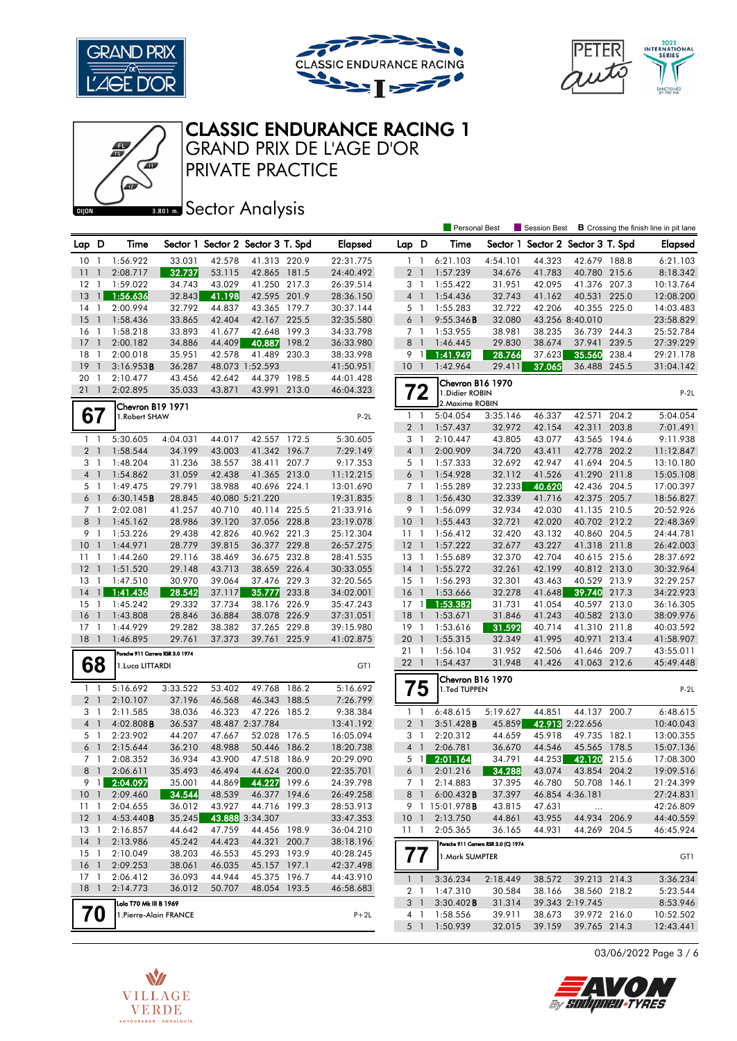# CLASSIC ENDURANCE RACING 1

## GRAND PRIX DE L'AGE D'OR

## PRIVATE PRACTICE

### Sector Analysis

Personal Best | Session Best | B Crossing the finish line in pit lane

| Lap | D | Time | Sector 1 | Sector 2 | Sector 3 | T. Spd | Elapsed |
|---|---|---|---|---|---|---|---|
| 10 | 1 | 1:56.922 | 33.031 | 42.578 | 41.313 | 220.9 | 22:31.775 |
| 11 | 1 | 2:08.717 | 32.737 | 53.115 | 42.865 | 181.5 | 24:40.492 |
| 12 | 1 | 1:59.022 | 34.743 | 43.029 | 41.250 | 217.3 | 26:39.514 |
| 13 | 1 | 1:56.636 | 32.843 | 41.198 | 42.595 | 201.9 | 28:36.150 |
| 14 | 1 | 2:00.994 | 32.792 | 44.837 | 43.365 | 179.7 | 30:37.144 |
| 15 | 1 | 1:58.436 | 33.865 | 42.404 | 42.167 | 225.5 | 32:35.580 |
| 16 | 1 | 1:58.218 | 33.893 | 41.677 | 42.648 | 199.3 | 34:33.798 |
| 17 | 1 | 2:00.182 | 34.886 | 44.409 | 40.887 | 198.2 | 36:33.980 |
| 18 | 1 | 2:00.018 | 35.951 | 42.578 | 41.489 | 230.3 | 38:33.998 |
| 19 | 1 | 3:16.953B | 36.287 | 48.073 | 1:52.593 | | 41:50.951 |
| 20 | 1 | 2:10.477 | 43.456 | 42.642 | 44.379 | 198.5 | 44:01.428 |
| 21 | 1 | 2:02.895 | 35.033 | 43.871 | 43.991 | 213.0 | 46:04.323 |

**67** — Chevron B19 1971 — 1.Robert SHAW — P-2L

| Lap | D | Time | Sector 1 | Sector 2 | Sector 3 | T. Spd | Elapsed |
|---|---|---|---|---|---|---|---|
| 1 | 1 | 5:30.605 | 4:04.031 | 44.017 | 42.557 | 172.5 | 5:30.605 |
| 2 | 1 | 1:58.544 | 34.199 | 43.003 | 41.342 | 196.7 | 7:29.149 |
| 3 | 1 | 1:48.204 | 31.236 | 38.557 | 38.411 | 207.7 | 9:17.353 |
| 4 | 1 | 1:54.862 | 31.059 | 42.438 | 41.365 | 213.0 | 11:12.215 |
| 5 | 1 | 1:49.475 | 29.791 | 38.988 | 40.696 | 224.1 | 13:01.690 |
| 6 | 1 | 6:30.145B | 28.845 | 40.080 | 5:21.220 | | 19:31.835 |
| 7 | 1 | 2:02.081 | 41.257 | 40.710 | 40.114 | 225.5 | 21:33.916 |
| 8 | 1 | 1:45.162 | 28.986 | 39.120 | 37.056 | 228.8 | 23:19.078 |
| 9 | 1 | 1:53.226 | 29.438 | 42.826 | 40.962 | 221.3 | 25:12.304 |
| 10 | 1 | 1:44.971 | 28.779 | 39.815 | 36.377 | 229.8 | 26:57.275 |
| 11 | 1 | 1:44.260 | 29.116 | 38.469 | 36.675 | 232.8 | 28:41.535 |
| 12 | 1 | 1:51.520 | 29.148 | 43.713 | 38.659 | 226.4 | 30:33.055 |
| 13 | 1 | 1:47.510 | 30.970 | 39.064 | 37.476 | 229.3 | 32:20.565 |
| 14 | 1 | 1:41.436 | 28.542 | 37.117 | 35.777 | 233.8 | 34:02.001 |
| 15 | 1 | 1:45.242 | 29.332 | 37.734 | 38.176 | 226.9 | 35:47.243 |
| 16 | 1 | 1:43.808 | 28.846 | 36.884 | 38.078 | 226.9 | 37:31.051 |
| 17 | 1 | 1:44.929 | 29.282 | 38.382 | 37.265 | 229.8 | 39:15.980 |
| 18 | 1 | 1:46.895 | 29.761 | 37.373 | 39.761 | 225.9 | 41:02.875 |

**68** — Porsche 911 Carrera RSR 3.0 1974 — 1.Luca LITTARDI — GT1

| Lap | D | Time | Sector 1 | Sector 2 | Sector 3 | T. Spd | Elapsed |
|---|---|---|---|---|---|---|---|
| 1 | 1 | 5:16.692 | 3:33.522 | 53.402 | 49.768 | 186.2 | 5:16.692 |
| 2 | 1 | 2:10.107 | 37.196 | 46.568 | 46.343 | 188.5 | 7:26.799 |
| 3 | 1 | 2:11.585 | 38.036 | 46.323 | 47.226 | 185.2 | 9:38.384 |
| 4 | 1 | 4:02.808B | 36.537 | 48.487 | 2:37.784 | | 13:41.192 |
| 5 | 1 | 2:23.902 | 44.207 | 47.667 | 52.028 | 176.5 | 16:05.094 |
| 6 | 1 | 2:15.644 | 36.210 | 48.988 | 50.446 | 186.2 | 18:20.738 |
| 7 | 1 | 2:08.352 | 36.934 | 43.900 | 47.518 | 186.9 | 20:29.090 |
| 8 | 1 | 2:06.611 | 35.493 | 46.494 | 44.624 | 200.0 | 22:35.701 |
| 9 | 1 | 2:04.097 | 35.001 | 44.869 | 44.227 | 199.6 | 24:39.798 |
| 10 | 1 | 2:09.460 | 34.544 | 48.539 | 46.377 | 194.6 | 26:49.258 |
| 11 | 1 | 2:04.655 | 36.012 | 43.927 | 44.716 | 199.3 | 28:53.913 |
| 12 | 1 | 4:53.440B | 35.245 | 43.888 | 3:34.307 | | 33:47.353 |
| 13 | 1 | 2:16.857 | 44.642 | 47.759 | 44.456 | 198.9 | 36:04.210 |
| 14 | 1 | 2:13.986 | 45.242 | 44.423 | 44.321 | 200.7 | 38:18.196 |
| 15 | 1 | 2:10.049 | 38.203 | 46.553 | 45.293 | 193.9 | 40:28.245 |
| 16 | 1 | 2:09.253 | 38.061 | 46.035 | 45.157 | 197.1 | 42:37.498 |
| 17 | 1 | 2:06.412 | 36.093 | 44.944 | 45.375 | 196.7 | 44:43.910 |
| 18 | 1 | 2:14.773 | 36.012 | 50.707 | 48.054 | 193.5 | 46:58.683 |

**70** — Lola T70 Mk III B 1969 — 1.Pierre-Alain FRANCE — P+2L

| Lap | D | Time | Sector 1 | Sector 2 | Sector 3 | T. Spd | Elapsed |
|---|---|---|---|---|---|---|---|
| 1 | 1 | 6:21.103 | 4:54.101 | 44.323 | 42.679 | 188.8 | 6:21.103 |
| 2 | 1 | 1:57.239 | 34.676 | 41.783 | 40.780 | 215.6 | 8:18.342 |
| 3 | 1 | 1:55.422 | 31.951 | 42.095 | 41.376 | 207.3 | 10:13.764 |
| 4 | 1 | 1:54.436 | 32.743 | 41.162 | 40.531 | 225.0 | 12:08.200 |
| 5 | 1 | 1:55.283 | 32.722 | 42.206 | 40.355 | 225.0 | 14:03.483 |
| 6 | 1 | 9:55.346B | 32.080 | 43.256 | 8:40.010 | | 23:58.829 |
| 7 | 1 | 1:53.955 | 38.981 | 38.235 | 36.739 | 244.3 | 25:52.784 |
| 8 | 1 | 1:46.445 | 29.830 | 38.674 | 37.941 | 239.5 | 27:39.229 |
| 9 | 1 | 1:41.949 | 28.766 | 37.623 | 35.560 | 238.4 | 29:21.178 |
| 10 | 1 | 1:42.964 | 29.411 | 37.065 | 36.488 | 245.5 | 31:04.142 |

**72** — Chevron B16 1970 — 1.Didier ROBIN, 2.Maxime ROBIN — P-2L

| Lap | D | Time | Sector 1 | Sector 2 | Sector 3 | T. Spd | Elapsed |
|---|---|---|---|---|---|---|---|
| 1 | 1 | 5:04.054 | 3:35.146 | 46.337 | 42.571 | 204.2 | 5:04.054 |
| 2 | 1 | 1:57.437 | 32.972 | 42.154 | 42.311 | 203.8 | 7:01.491 |
| 3 | 1 | 2:10.447 | 43.805 | 43.077 | 43.565 | 194.6 | 9:11.938 |
| 4 | 1 | 2:00.909 | 34.720 | 43.411 | 42.778 | 202.2 | 11:12.847 |
| 5 | 1 | 1:57.333 | 32.692 | 42.947 | 41.694 | 204.5 | 13:10.180 |
| 6 | 1 | 1:54.928 | 32.112 | 41.526 | 41.290 | 211.8 | 15:05.108 |
| 7 | 1 | 1:55.289 | 32.233 | 40.620 | 42.436 | 204.5 | 17:00.397 |
| 8 | 1 | 1:56.430 | 32.339 | 41.716 | 42.375 | 205.7 | 18:56.827 |
| 9 | 1 | 1:56.099 | 32.934 | 42.030 | 41.135 | 210.5 | 20:52.926 |
| 10 | 1 | 1:55.443 | 32.721 | 42.020 | 40.702 | 212.2 | 22:48.369 |
| 11 | 1 | 1:56.412 | 32.420 | 43.132 | 40.860 | 204.5 | 24:44.781 |
| 12 | 1 | 1:57.222 | 32.677 | 43.227 | 41.318 | 211.8 | 26:42.003 |
| 13 | 1 | 1:55.689 | 32.370 | 42.704 | 40.615 | 215.6 | 28:37.692 |
| 14 | 1 | 1:55.272 | 32.261 | 42.199 | 40.812 | 213.0 | 30:32.964 |
| 15 | 1 | 1:56.293 | 32.301 | 43.463 | 40.529 | 213.9 | 32:29.257 |
| 16 | 1 | 1:53.666 | 32.278 | 41.648 | 39.740 | 217.3 | 34:22.923 |
| 17 | 1 | 1:53.382 | 31.731 | 41.054 | 40.597 | 213.0 | 36:16.305 |
| 18 | 1 | 1:53.671 | 31.846 | 41.243 | 40.582 | 213.0 | 38:09.976 |
| 19 | 1 | 1:53.616 | 31.592 | 40.714 | 41.310 | 211.8 | 40:03.592 |
| 20 | 1 | 1:55.315 | 32.349 | 41.995 | 40.971 | 213.4 | 41:58.907 |
| 21 | 1 | 1:56.104 | 31.952 | 42.506 | 41.646 | 209.7 | 43:55.011 |
| 22 | 1 | 1:54.437 | 31.948 | 41.426 | 41.063 | 212.6 | 45:49.448 |

**75** — Chevron B16 1970 — 1.Ted TUPPEN — P-2L

| Lap | D | Time | Sector 1 | Sector 2 | Sector 3 | T. Spd | Elapsed |
|---|---|---|---|---|---|---|---|
| 1 | 1 | 6:48.615 | 5:19.627 | 44.851 | 44.137 | 200.7 | 6:48.615 |
| 2 | 1 | 3:51.428B | 45.859 | 42.913 | 2:22.656 | | 10:40.043 |
| 3 | 1 | 2:20.312 | 44.659 | 45.918 | 49.735 | 182.1 | 13:00.355 |
| 4 | 1 | 2:06.781 | 36.670 | 44.546 | 45.565 | 178.5 | 15:07.136 |
| 5 | 1 | 2:01.164 | 34.791 | 44.253 | 42.120 | 215.6 | 17:08.300 |
| 6 | 1 | 2:01.216 | 34.288 | 43.074 | 43.854 | 204.2 | 19:09.516 |
| 7 | 1 | 2:14.883 | 37.395 | 46.780 | 50.708 | 146.1 | 21:24.399 |
| 8 | 1 | 6:00.432B | 37.397 | 46.854 | 4:36.181 | | 27:24.831 |
| 9 | 1 | 15:01.978B | 43.815 | 47.631 | ... | | 42:26.809 |
| 10 | 1 | 2:13.750 | 41.861 | 43.955 | 44.934 | 206.9 | 44:40.559 |
| 11 | 1 | 2:05.365 | 36.165 | 44.931 | 44.269 | 204.5 | 46:45.924 |

**77** — Porsche 911 Carrera RSR 3.0 (C) 1974 — 1.Mark SUMPTER — GT1

| Lap | D | Time | Sector 1 | Sector 2 | Sector 3 | T. Spd | Elapsed |
|---|---|---|---|---|---|---|---|
| 1 | 1 | 3:36.234 | 2:18.449 | 38.572 | 39.213 | 214.3 | 3:36.234 |
| 2 | 1 | 1:47.310 | 30.584 | 38.166 | 38.560 | 218.2 | 5:23.544 |
| 3 | 1 | 3:30.402B | 31.314 | 39.343 | 2:19.745 | | 8:53.946 |
| 4 | 1 | 1:58.556 | 39.911 | 38.673 | 39.972 | 216.0 | 10:52.502 |
| 5 | 1 | 1:50.939 | 32.015 | 39.159 | 39.765 | 214.3 | 12:43.441 |

03/06/2022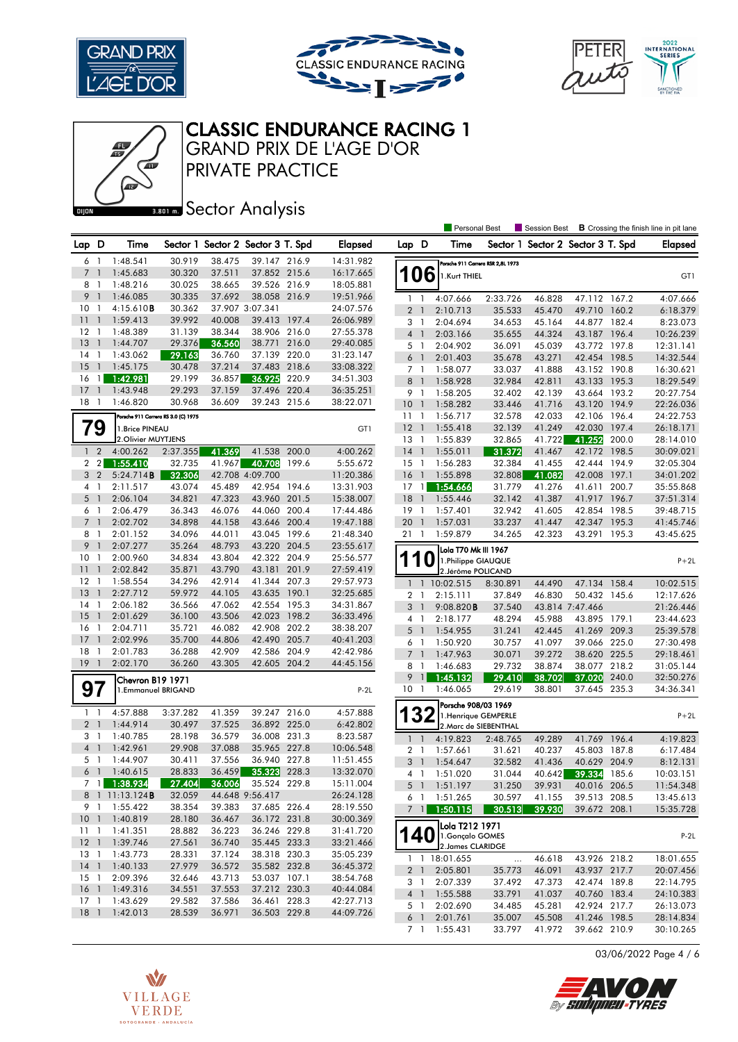# CLASSIC ENDURANCE RACING 1

## GRAND PRIX DE L'AGE D'OR

## PRIVATE PRACTICE

DIJON 3.801 m.

## Sector Analysis

Personal Best | Session Best | **B** Crossing the finish line in pit lane

| Lap | D | Time | Sector 1 | Sector 2 | Sector 3 | T. Spd | Elapsed |
|---|---|---|---|---|---|---|---|
| 6 | 1 | 1:48.541 | 30.919 | 38.475 | 39.147 | 216.9 | 14:31.982 |
| 7 | 1 | 1:45.683 | 30.320 | 37.511 | 37.852 | 215.6 | 16:17.665 |
| 8 | 1 | 1:48.216 | 30.025 | 38.665 | 39.526 | 216.9 | 18:05.881 |
| 9 | 1 | 1:46.085 | 30.335 | 37.692 | 38.058 | 216.9 | 19:51.966 |
| 10 | 1 | 4:15.610B | 30.362 | 37.907 | 3:07.341 | | 24:07.576 |
| 11 | 1 | 1:59.413 | 39.992 | 40.008 | 39.413 | 197.4 | 26:06.989 |
| 12 | 1 | 1:48.389 | 31.139 | 38.344 | 38.906 | 216.0 | 27:55.378 |
| 13 | 1 | 1:44.707 | 29.376 | 36.560 | 38.771 | 216.0 | 29:40.085 |
| 14 | 1 | 1:43.062 | 29.163 | 36.760 | 37.139 | 220.0 | 31:23.147 |
| 15 | 1 | 1:45.175 | 30.478 | 37.214 | 37.483 | 218.6 | 33:08.322 |
| 16 | 1 | 1:42.981 | 29.199 | 36.857 | 36.925 | 220.9 | 34:51.303 |
| 17 | 1 | 1:43.948 | 29.293 | 37.159 | 37.496 | 220.4 | 36:35.251 |
| 18 | 1 | 1:46.820 | 30.968 | 36.609 | 39.243 | 215.6 | 38:22.071 |

**79** — Porsche 911 Carrera RS 3.0 (C) 1975 — GT1
1. Brice PINEAU
2. Olivier MUYTJENS

| Lap | D | Time | Sector 1 | Sector 2 | Sector 3 | T. Spd | Elapsed |
|---|---|---|---|---|---|---|---|
| 1 | 2 | 4:00.262 | 2:37.355 | 41.369 | 41.538 | 200.0 | 4:00.262 |
| 2 | 2 | 1:55.410 | 32.735 | 41.967 | 40.708 | 199.6 | 5:55.672 |
| 3 | 2 | 5:24.714B | 32.306 | 42.708 | 4:09.700 | | 11:20.386 |
| 4 | 1 | 2:11.517 | 43.074 | 45.489 | 42.954 | 194.6 | 13:31.903 |
| 5 | 1 | 2:06.104 | 34.821 | 47.323 | 43.960 | 201.5 | 15:38.007 |
| 6 | 1 | 2:06.479 | 36.343 | 46.076 | 44.060 | 200.4 | 17:44.486 |
| 7 | 1 | 2:02.702 | 34.898 | 44.158 | 43.646 | 200.4 | 19:47.188 |
| 8 | 1 | 2:01.152 | 34.096 | 44.011 | 43.045 | 199.6 | 21:48.340 |
| 9 | 1 | 2:07.277 | 35.264 | 48.793 | 43.220 | 204.5 | 23:55.617 |
| 10 | 1 | 2:00.960 | 34.834 | 43.804 | 42.322 | 204.9 | 25:56.577 |
| 11 | 1 | 2:02.842 | 35.871 | 43.790 | 43.181 | 201.9 | 27:59.419 |
| 12 | 1 | 1:58.554 | 34.296 | 42.914 | 41.344 | 207.3 | 29:57.973 |
| 13 | 1 | 2:27.712 | 59.972 | 44.105 | 43.635 | 190.1 | 32:25.685 |
| 14 | 1 | 2:06.182 | 36.566 | 47.062 | 42.554 | 195.3 | 34:31.867 |
| 15 | 1 | 2:01.629 | 36.100 | 43.506 | 42.023 | 198.2 | 36:33.496 |
| 16 | 1 | 2:04.711 | 35.721 | 46.082 | 42.908 | 202.2 | 38:38.207 |
| 17 | 1 | 2:02.996 | 35.700 | 44.806 | 42.490 | 205.7 | 40:41.203 |
| 18 | 1 | 2:01.783 | 36.288 | 42.909 | 42.586 | 204.9 | 42:42.986 |
| 19 | 1 | 2:02.170 | 36.260 | 43.305 | 42.605 | 204.2 | 44:45.156 |

**97** — Chevron B19 1971 — P-2L
1. Emmanuel BRIGAND

| Lap | D | Time | Sector 1 | Sector 2 | Sector 3 | T. Spd | Elapsed |
|---|---|---|---|---|---|---|---|
| 1 | 1 | 4:57.888 | 3:37.282 | 41.359 | 39.247 | 216.0 | 4:57.888 |
| 2 | 1 | 1:44.914 | 30.497 | 37.525 | 36.892 | 225.0 | 6:42.802 |
| 3 | 1 | 1:40.785 | 28.198 | 36.579 | 36.008 | 231.3 | 8:23.587 |
| 4 | 1 | 1:42.961 | 29.908 | 37.088 | 35.965 | 227.8 | 10:06.548 |
| 5 | 1 | 1:44.907 | 30.411 | 37.556 | 36.940 | 227.8 | 11:51.455 |
| 6 | 1 | 1:40.615 | 28.833 | 36.459 | 35.323 | 228.3 | 13:32.070 |
| 7 | 1 | 1:38.934 | 27.404 | 36.006 | 35.524 | 229.8 | 15:11.004 |
| 8 | 1 | 11:13.124B | 32.059 | 44.648 | 9:56.417 | | 26:24.128 |
| 9 | 1 | 1:55.422 | 38.354 | 39.383 | 37.685 | 226.4 | 28:19.550 |
| 10 | 1 | 1:40.819 | 28.180 | 36.467 | 36.172 | 231.8 | 30:00.369 |
| 11 | 1 | 1:41.351 | 28.882 | 36.223 | 36.246 | 229.8 | 31:41.720 |
| 12 | 1 | 1:39.746 | 27.561 | 36.740 | 35.445 | 233.3 | 33:21.466 |
| 13 | 1 | 1:43.773 | 28.331 | 37.124 | 38.318 | 230.3 | 35:05.239 |
| 14 | 1 | 1:40.133 | 27.979 | 36.572 | 35.582 | 232.8 | 36:45.372 |
| 15 | 1 | 2:09.396 | 32.646 | 43.713 | 53.037 | 107.1 | 38:54.768 |
| 16 | 1 | 1:49.316 | 34.551 | 37.553 | 37.212 | 230.3 | 40:44.084 |
| 17 | 1 | 1:43.629 | 29.582 | 37.586 | 36.461 | 228.3 | 42:27.713 |
| 18 | 1 | 1:42.013 | 28.539 | 36.971 | 36.503 | 229.8 | 44:09.726 |

**106** — Porsche 911 Carrera RSR 2,8L 1973 — GT1
1. Kurt THIEL

| Lap | D | Time | Sector 1 | Sector 2 | Sector 3 | T. Spd | Elapsed |
|---|---|---|---|---|---|---|---|
| 1 | 1 | 4:07.666 | 2:33.726 | 46.828 | 47.112 | 167.2 | 4:07.666 |
| 2 | 1 | 2:10.713 | 35.533 | 45.470 | 49.710 | 160.2 | 6:18.379 |
| 3 | 1 | 2:04.694 | 34.653 | 45.164 | 44.877 | 182.4 | 8:23.073 |
| 4 | 1 | 2:03.166 | 35.655 | 44.324 | 43.187 | 196.4 | 10:26.239 |
| 5 | 1 | 2:04.902 | 36.091 | 45.039 | 43.772 | 197.8 | 12:31.141 |
| 6 | 1 | 2:01.403 | 35.678 | 43.271 | 42.454 | 198.5 | 14:32.544 |
| 7 | 1 | 1:58.077 | 33.037 | 41.888 | 43.152 | 190.8 | 16:30.621 |
| 8 | 1 | 1:58.928 | 32.984 | 42.811 | 43.133 | 195.3 | 18:29.549 |
| 9 | 1 | 1:58.205 | 32.402 | 42.139 | 43.664 | 193.2 | 20:27.754 |
| 10 | 1 | 1:58.282 | 33.446 | 41.716 | 43.120 | 194.9 | 22:26.036 |
| 11 | 1 | 1:56.717 | 32.578 | 42.033 | 42.106 | 196.4 | 24:22.753 |
| 12 | 1 | 1:55.418 | 32.139 | 41.249 | 42.030 | 197.4 | 26:18.171 |
| 13 | 1 | 1:55.839 | 32.865 | 41.722 | 41.252 | 200.0 | 28:14.010 |
| 14 | 1 | 1:55.011 | 31.372 | 41.467 | 42.172 | 198.5 | 30:09.021 |
| 15 | 1 | 1:56.283 | 32.384 | 41.455 | 42.444 | 194.9 | 32:05.304 |
| 16 | 1 | 1:55.898 | 32.808 | 41.082 | 42.008 | 197.1 | 34:01.202 |
| 17 | 1 | 1:54.666 | 31.779 | 41.276 | 41.611 | 200.7 | 35:55.868 |
| 18 | 1 | 1:55.446 | 32.142 | 41.387 | 41.917 | 196.7 | 37:51.314 |
| 19 | 1 | 1:57.401 | 32.942 | 41.605 | 42.854 | 198.5 | 39:48.715 |
| 20 | 1 | 1:57.031 | 33.237 | 41.447 | 42.347 | 195.3 | 41:45.746 |
| 21 | 1 | 1:59.879 | 34.265 | 42.323 | 43.291 | 195.3 | 43:45.625 |

**110** — Lola T70 Mk III 1967 — P+2L
1. Philippe GIAUQUE
2. Jérôme POLICAND

| Lap | D | Time | Sector 1 | Sector 2 | Sector 3 | T. Spd | Elapsed |
|---|---|---|---|---|---|---|---|
| 1 | 1 | 10:02.515 | 8:30.891 | 44.490 | 47.134 | 158.4 | 10:02.515 |
| 2 | 1 | 2:15.111 | 37.849 | 46.830 | 50.432 | 145.6 | 12:17.626 |
| 3 | 1 | 9:08.820B | 37.540 | 43.814 | 7:47.466 | | 21:26.446 |
| 4 | 1 | 2:18.177 | 48.294 | 45.988 | 43.895 | 179.1 | 23:44.623 |
| 5 | 1 | 1:54.955 | 31.241 | 42.445 | 41.269 | 209.3 | 25:39.578 |
| 6 | 1 | 1:50.920 | 30.757 | 41.097 | 39.066 | 225.0 | 27:30.498 |
| 7 | 1 | 1:47.963 | 30.071 | 39.272 | 38.620 | 225.5 | 29:18.461 |
| 8 | 1 | 1:46.683 | 29.732 | 38.874 | 38.077 | 218.2 | 31:05.144 |
| 9 | 1 | 1:45.132 | 29.410 | 38.702 | 37.020 | 240.0 | 32:50.276 |
| 10 | 1 | 1:46.065 | 29.619 | 38.801 | 37.645 | 235.3 | 34:36.341 |

**132** — Porsche 908/03 1969 — P+2L
1. Henrique GEMPERLE
2. Marc de SIEBENTHAL

| Lap | D | Time | Sector 1 | Sector 2 | Sector 3 | T. Spd | Elapsed |
|---|---|---|---|---|---|---|---|
| 1 | 1 | 4:19.823 | 2:48.765 | 49.289 | 41.769 | 196.4 | 4:19.823 |
| 2 | 1 | 1:57.661 | 31.621 | 40.237 | 45.803 | 187.8 | 6:17.484 |
| 3 | 1 | 1:54.647 | 32.582 | 41.436 | 40.629 | 204.9 | 8:12.131 |
| 4 | 1 | 1:51.020 | 31.044 | 40.642 | 39.334 | 185.6 | 10:03.151 |
| 5 | 1 | 1:51.197 | 31.250 | 39.931 | 40.016 | 206.5 | 11:54.348 |
| 6 | 1 | 1:51.265 | 30.597 | 41.155 | 39.513 | 208.5 | 13:45.613 |
| 7 | 1 | 1:50.115 | 30.513 | 39.930 | 39.672 | 208.1 | 15:35.728 |

**140** — Lola T212 1971 — P-2L
1. Gonçalo GOMES
2. James CLARIDGE

| Lap | D | Time | Sector 1 | Sector 2 | Sector 3 | T. Spd | Elapsed |
|---|---|---|---|---|---|---|---|
| 1 | 1 | 18:01.655 | ... | 46.618 | 43.926 | 218.2 | 18:01.655 |
| 2 | 1 | 2:05.801 | 35.773 | 46.091 | 43.937 | 217.7 | 20:07.456 |
| 3 | 1 | 2:07.339 | 37.492 | 47.373 | 42.474 | 189.8 | 22:14.795 |
| 4 | 1 | 1:55.588 | 33.791 | 41.037 | 40.760 | 183.4 | 24:10.383 |
| 5 | 1 | 2:02.690 | 34.485 | 45.281 | 42.924 | 217.7 | 26:13.073 |
| 6 | 1 | 2:01.761 | 35.007 | 45.508 | 41.246 | 198.5 | 28:14.834 |
| 7 | 1 | 1:55.431 | 33.797 | 41.972 | 39.662 | 210.9 | 30:10.265 |

03/06/2022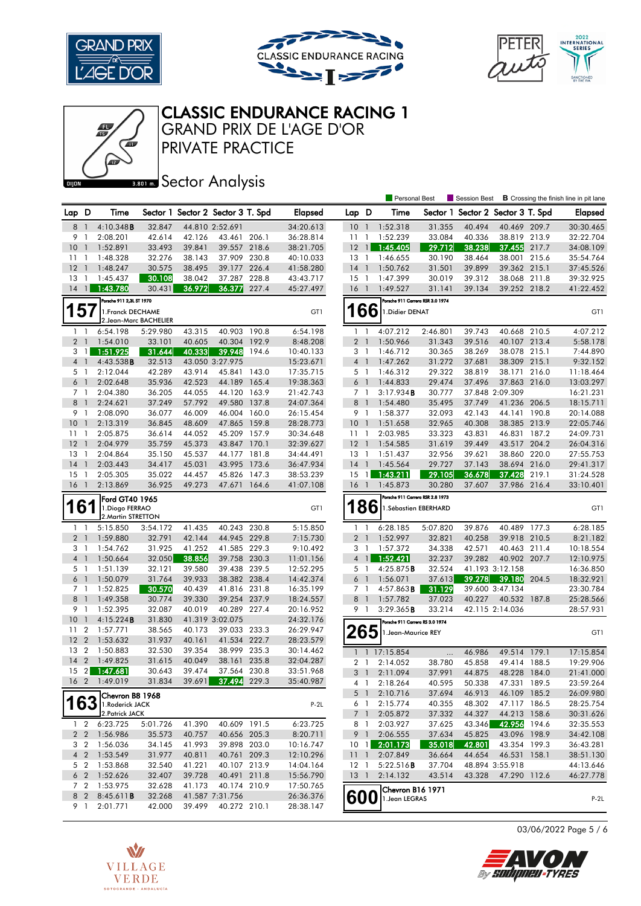# CLASSIC ENDURANCE RACING 1

## GRAND PRIX DE L'AGE D'OR

## PRIVATE PRACTICE

### Sector Analysis

DIJON 3.801 m.

Personal Best | Session Best | B Crossing the finish line in pit lane

| Lap | D | Time | Sector 1 | Sector 2 | Sector 3 | T. Spd | Elapsed |
|---|---|---|---|---|---|---|---|
| 8 | 1 | 4:10.348B | 32.847 | 44.810 | 2:52.691 | | 34:20.613 |
| 9 | 1 | 2:08.201 | 42.614 | 42.126 | 43.461 | 206.1 | 36:28.814 |
| 10 | 1 | 1:52.891 | 33.493 | 39.841 | 39.557 | 218.6 | 38:21.705 |
| 11 | 1 | 1:48.328 | 32.276 | 38.143 | 37.909 | 230.8 | 40:10.033 |
| 12 | 1 | 1:48.247 | 30.575 | 38.495 | 39.177 | 226.4 | 41:58.280 |
| 13 | 1 | 1:45.437 | 30.108 | 38.042 | 37.287 | 228.8 | 43:43.717 |
| 14 | 1 | 1:43.780 | 30.431 | 36.972 | 36.377 | 227.4 | 45:27.497 |

**157** Porsche 911 2,3L ST 1970 — 1.Franck DECHAME / 2.Jean-Marc BACHELIER — GT1

| Lap | D | Time | Sector 1 | Sector 2 | Sector 3 | T. Spd | Elapsed |
|---|---|---|---|---|---|---|---|
| 1 | 1 | 6:54.198 | 5:29.980 | 43.315 | 40.903 | 190.8 | 6:54.198 |
| 2 | 1 | 1:54.010 | 33.101 | 40.605 | 40.304 | 192.9 | 8:48.208 |
| 3 | 1 | 1:51.925 | 31.644 | 40.333 | 39.948 | 194.6 | 10:40.133 |
| 4 | 1 | 4:43.538B | 32.513 | 43.050 | 3:27.975 | | 15:23.671 |
| 5 | 1 | 2:12.044 | 42.289 | 43.914 | 45.841 | 143.0 | 17:35.715 |
| 6 | 1 | 2:02.648 | 35.936 | 42.523 | 44.189 | 165.4 | 19:38.363 |
| 7 | 1 | 2:04.380 | 36.205 | 44.055 | 44.120 | 163.9 | 21:42.743 |
| 8 | 1 | 2:24.621 | 37.249 | 57.792 | 49.580 | 137.8 | 24:07.364 |
| 9 | 1 | 2:08.090 | 36.077 | 46.009 | 46.004 | 160.0 | 26:15.454 |
| 10 | 1 | 2:13.319 | 36.845 | 48.609 | 47.865 | 159.8 | 28:28.773 |
| 11 | 1 | 2:05.875 | 36.614 | 44.052 | 45.209 | 157.9 | 30:34.648 |
| 12 | 1 | 2:04.979 | 35.759 | 45.373 | 43.847 | 170.1 | 32:39.627 |
| 13 | 1 | 2:04.864 | 35.150 | 45.537 | 44.177 | 181.8 | 34:44.491 |
| 14 | 1 | 2:03.443 | 34.417 | 45.031 | 43.995 | 173.6 | 36:47.934 |
| 15 | 1 | 2:05.305 | 35.022 | 44.457 | 45.826 | 147.3 | 38:53.239 |
| 16 | 1 | 2:13.869 | 36.925 | 49.273 | 47.671 | 164.6 | 41:07.108 |

**161** Ford GT40 1965 — 1.Diogo FERRAO / 2.Martin STRETTON — GT1

| Lap | D | Time | Sector 1 | Sector 2 | Sector 3 | T. Spd | Elapsed |
|---|---|---|---|---|---|---|---|
| 1 | 1 | 5:15.850 | 3:54.172 | 41.435 | 40.243 | 230.8 | 5:15.850 |
| 2 | 1 | 1:59.880 | 32.791 | 42.144 | 44.945 | 229.8 | 7:15.730 |
| 3 | 1 | 1:54.762 | 31.925 | 41.252 | 41.585 | 229.3 | 9:10.492 |
| 4 | 1 | 1:50.664 | 32.050 | 38.856 | 39.758 | 230.3 | 11:01.156 |
| 5 | 1 | 1:51.139 | 32.121 | 39.580 | 39.438 | 239.5 | 12:52.295 |
| 6 | 1 | 1:50.079 | 31.764 | 39.933 | 38.382 | 238.4 | 14:42.374 |
| 7 | 1 | 1:52.825 | 30.570 | 40.439 | 41.816 | 231.8 | 16:35.199 |
| 8 | 1 | 1:49.358 | 30.774 | 39.330 | 39.254 | 237.9 | 18:24.557 |
| 9 | 1 | 1:52.395 | 32.087 | 40.019 | 40.289 | 227.4 | 20:16.952 |
| 10 | 1 | 4:15.224B | 31.830 | 41.319 | 3:02.075 | | 24:32.176 |
| 11 | 2 | 1:57.771 | 38.565 | 40.173 | 39.033 | 233.3 | 26:29.947 |
| 12 | 2 | 1:53.632 | 31.937 | 40.161 | 41.534 | 222.7 | 28:23.579 |
| 13 | 2 | 1:50.883 | 32.530 | 39.354 | 38.999 | 235.3 | 30:14.462 |
| 14 | 2 | 1:49.825 | 31.615 | 40.049 | 38.161 | 235.8 | 32:04.287 |
| 15 | 2 | 1:47.681 | 30.643 | 39.474 | 37.564 | 230.8 | 33:51.968 |
| 16 | 2 | 1:49.019 | 31.834 | 39.691 | 37.494 | 229.3 | 35:40.987 |

**163** Chevron B8 1968 — 1.Roderick JACK / 2.Patrick JACK — P-2L

| Lap | D | Time | Sector 1 | Sector 2 | Sector 3 | T. Spd | Elapsed |
|---|---|---|---|---|---|---|---|
| 1 | 2 | 6:23.725 | 5:01.726 | 41.390 | 40.609 | 191.5 | 6:23.725 |
| 2 | 2 | 1:56.986 | 35.573 | 40.757 | 40.656 | 205.3 | 8:20.711 |
| 3 | 2 | 1:56.036 | 34.145 | 41.993 | 39.898 | 203.0 | 10:16.747 |
| 4 | 2 | 1:53.549 | 31.977 | 40.811 | 40.761 | 209.3 | 12:10.296 |
| 5 | 2 | 1:53.868 | 32.540 | 41.221 | 40.107 | 213.9 | 14:04.164 |
| 6 | 2 | 1:52.626 | 32.407 | 39.728 | 40.491 | 211.8 | 15:56.790 |
| 7 | 2 | 1:53.975 | 32.628 | 41.173 | 40.174 | 210.9 | 17:50.765 |
| 8 | 2 | 8:45.611B | 32.268 | 41.587 | 7:31.756 | | 26:36.376 |
| 9 | 1 | 2:01.771 | 42.000 | 39.499 | 40.272 | 210.1 | 28:38.147 |

| Lap | D | Time | Sector 1 | Sector 2 | Sector 3 | T. Spd | Elapsed |
|---|---|---|---|---|---|---|---|
| 10 | 1 | 1:52.318 | 31.355 | 40.494 | 40.469 | 209.7 | 30:30.465 |
| 11 | 1 | 1:52.239 | 33.084 | 40.336 | 38.819 | 213.9 | 32:22.704 |
| 12 | 1 | 1:45.405 | 29.712 | 38.238 | 37.455 | 217.7 | 34:08.109 |
| 13 | 1 | 1:46.655 | 30.190 | 38.464 | 38.001 | 215.6 | 35:54.764 |
| 14 | 1 | 1:50.762 | 31.501 | 39.899 | 39.362 | 215.1 | 37:45.526 |
| 15 | 1 | 1:47.399 | 30.019 | 39.312 | 38.068 | 211.8 | 39:32.925 |
| 16 | 1 | 1:49.527 | 31.141 | 39.134 | 39.252 | 218.2 | 41:22.452 |

**166** Porsche 911 Carrera RSR 3.0 1974 — 1.Didier DENAT — GT1

| Lap | D | Time | Sector 1 | Sector 2 | Sector 3 | T. Spd | Elapsed |
|---|---|---|---|---|---|---|---|
| 1 | 1 | 4:07.212 | 2:46.801 | 39.743 | 40.668 | 210.5 | 4:07.212 |
| 2 | 1 | 1:50.966 | 31.343 | 39.516 | 40.107 | 213.4 | 5:58.178 |
| 3 | 1 | 1:46.712 | 30.365 | 38.269 | 38.078 | 215.1 | 7:44.890 |
| 4 | 1 | 1:47.262 | 31.272 | 37.681 | 38.309 | 215.1 | 9:32.152 |
| 5 | 1 | 1:46.312 | 29.322 | 38.819 | 38.171 | 216.0 | 11:18.464 |
| 6 | 1 | 1:44.833 | 29.474 | 37.496 | 37.863 | 216.0 | 13:03.297 |
| 7 | 1 | 3:17.934B | 30.777 | 37.848 | 2:09.309 | | 16:21.231 |
| 8 | 1 | 1:54.480 | 35.495 | 37.749 | 41.236 | 206.5 | 18:15.711 |
| 9 | 1 | 1:58.377 | 32.093 | 42.143 | 44.141 | 190.8 | 20:14.088 |
| 10 | 1 | 1:51.658 | 32.965 | 40.308 | 38.385 | 213.9 | 22:05.746 |
| 11 | 1 | 2:03.985 | 33.323 | 43.831 | 46.831 | 187.2 | 24:09.731 |
| 12 | 1 | 1:54.585 | 31.619 | 39.449 | 43.517 | 204.2 | 26:04.316 |
| 13 | 1 | 1:51.437 | 32.956 | 39.621 | 38.860 | 220.0 | 27:55.753 |
| 14 | 1 | 1:45.564 | 29.727 | 37.143 | 38.694 | 216.0 | 29:41.317 |
| 15 | 1 | 1:43.211 | 29.105 | 36.678 | 37.428 | 219.1 | 31:24.528 |
| 16 | 1 | 1:45.873 | 30.280 | 37.607 | 37.986 | 216.4 | 33:10.401 |

**186** Porsche 911 Carrera RSR 2.8 1973 — 1.Sébastien EBERHARD — GT1

| Lap | D | Time | Sector 1 | Sector 2 | Sector 3 | T. Spd | Elapsed |
|---|---|---|---|---|---|---|---|
| 1 | 1 | 6:28.185 | 5:07.820 | 39.876 | 40.489 | 177.3 | 6:28.185 |
| 2 | 1 | 1:52.997 | 32.821 | 40.258 | 39.918 | 210.5 | 8:21.182 |
| 3 | 1 | 1:57.372 | 34.338 | 42.571 | 40.463 | 211.4 | 10:18.554 |
| 4 | 1 | 1:52.421 | 32.237 | 39.282 | 40.902 | 207.7 | 12:10.975 |
| 5 | 1 | 4:25.875B | 32.524 | 41.193 | 3:12.158 | | 16:36.850 |
| 6 | 1 | 1:56.071 | 37.613 | 39.278 | 39.180 | 204.5 | 18:32.921 |
| 7 | 1 | 4:57.863B | 31.129 | 39.600 | 3:47.134 | | 23:30.784 |
| 8 | 1 | 1:57.782 | 37.023 | 40.227 | 40.532 | 187.8 | 25:28.566 |
| 9 | 1 | 3:29.365B | 33.214 | 42.115 | 2:14.036 | | 28:57.931 |

**265** Porsche 911 Carrera RS 3.0 1974 — 1.Jean-Maurice REY — GT1

| Lap | D | Time | Sector 1 | Sector 2 | Sector 3 | T. Spd | Elapsed |
|---|---|---|---|---|---|---|---|
| 1 | 1 | 17:15.854 | ... | 46.986 | 49.514 | 179.1 | 17:15.854 |
| 2 | 1 | 2:14.052 | 38.780 | 45.858 | 49.414 | 188.5 | 19:29.906 |
| 3 | 1 | 2:11.094 | 37.991 | 44.875 | 48.228 | 184.0 | 21:41.000 |
| 4 | 1 | 2:18.264 | 40.595 | 50.338 | 47.331 | 189.5 | 23:59.264 |
| 5 | 1 | 2:10.716 | 37.694 | 46.913 | 46.109 | 185.2 | 26:09.980 |
| 6 | 1 | 2:15.774 | 40.355 | 48.302 | 47.117 | 186.5 | 28:25.754 |
| 7 | 1 | 2:05.872 | 37.332 | 44.327 | 44.213 | 158.6 | 30:31.626 |
| 8 | 1 | 2:03.927 | 37.625 | 43.346 | 42.956 | 194.6 | 32:35.553 |
| 9 | 1 | 2:06.555 | 37.634 | 45.825 | 43.096 | 198.9 | 34:42.108 |
| 10 | 1 | 2:01.173 | 35.018 | 42.801 | 43.354 | 199.3 | 36:43.281 |
| 11 | 1 | 2:07.849 | 36.664 | 44.654 | 46.531 | 158.1 | 38:51.130 |
| 12 | 1 | 5:22.516B | 37.704 | 48.894 | 3:55.918 | | 44:13.646 |
| 13 | 1 | 2:14.132 | 43.514 | 43.328 | 47.290 | 112.6 | 46:27.778 |

**600** Chevron B16 1971 — 1.Jean LEGRAS — P-2L

03/06/2022 Page 5 / 6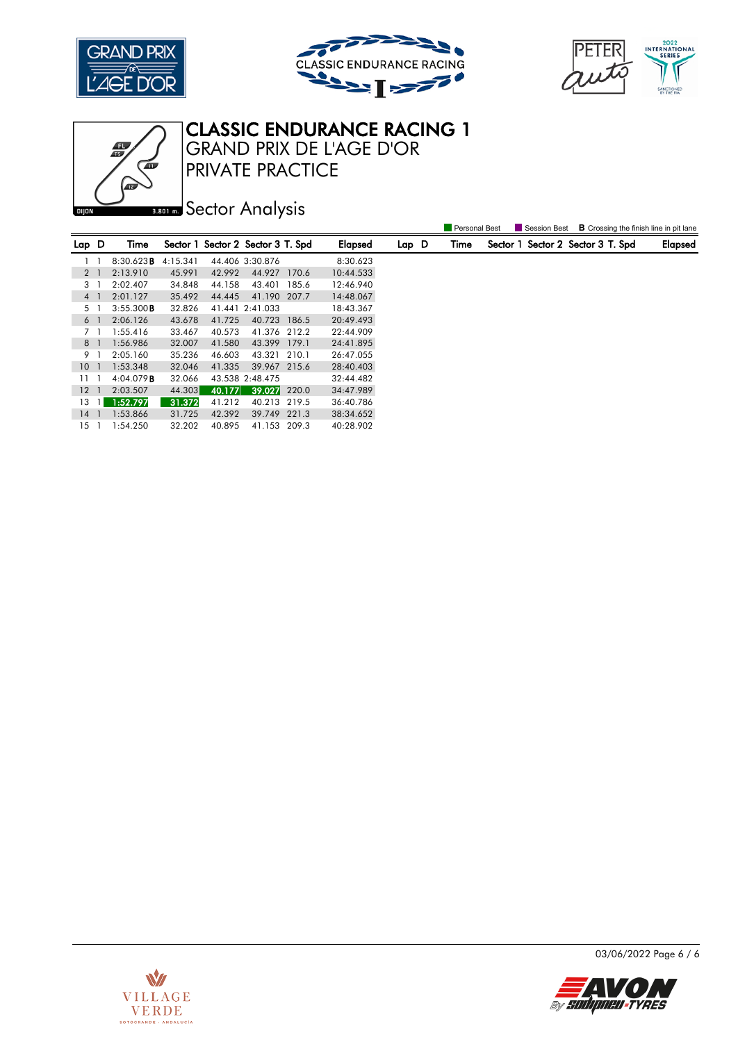# CLASSIC ENDURANCE RACING 1

## GRAND PRIX DE L'AGE D'OR

## PRIVATE PRACTICE

## Sector Analysis

DIJON 3.801 m.

Personal Best | Session Best | **B** Crossing the finish line in pit lane

| Lap | D | Time | Sector 1 | Sector 2 | Sector 3 | T. Spd | Elapsed |
|---|---|---|---|---|---|---|---|
| 1 | 1 | 8:30.623**B** | 4:15.341 | 44.406 | 3:30.876 | | 8:30.623 |
| 2 | 1 | 2:13.910 | 45.991 | 42.992 | 44.927 | 170.6 | 10:44.533 |
| 3 | 1 | 2:02.407 | 34.848 | 44.158 | 43.401 | 185.6 | 12:46.940 |
| 4 | 1 | 2:01.127 | 35.492 | 44.445 | 41.190 | 207.7 | 14:48.067 |
| 5 | 1 | 3:55.300**B** | 32.826 | 41.441 | 2:41.033 | | 18:43.367 |
| 6 | 1 | 2:06.126 | 43.678 | 41.725 | 40.723 | 186.5 | 20:49.493 |
| 7 | 1 | 1:55.416 | 33.467 | 40.573 | 41.376 | 212.2 | 22:44.909 |
| 8 | 1 | 1:56.986 | 32.007 | 41.580 | 43.399 | 179.1 | 24:41.895 |
| 9 | 1 | 2:05.160 | 35.236 | 46.603 | 43.321 | 210.1 | 26:47.055 |
| 10 | 1 | 1:53.348 | 32.046 | 41.335 | 39.967 | 215.6 | 28:40.403 |
| 11 | 1 | 4:04.079**B** | 32.066 | 43.538 | 2:48.475 | | 32:44.482 |
| 12 | 1 | 2:03.507 | 44.303 | 40.177 | 39.027 | 220.0 | 34:47.989 |
| 13 | 1 | 1:52.797 | 31.372 | 41.212 | 40.213 | 219.5 | 36:40.786 |
| 14 | 1 | 1:53.866 | 31.725 | 42.392 | 39.749 | 221.3 | 38:34.652 |
| 15 | 1 | 1:54.250 | 32.202 | 40.895 | 41.153 | 209.3 | 40:28.902 |

03/06/2022